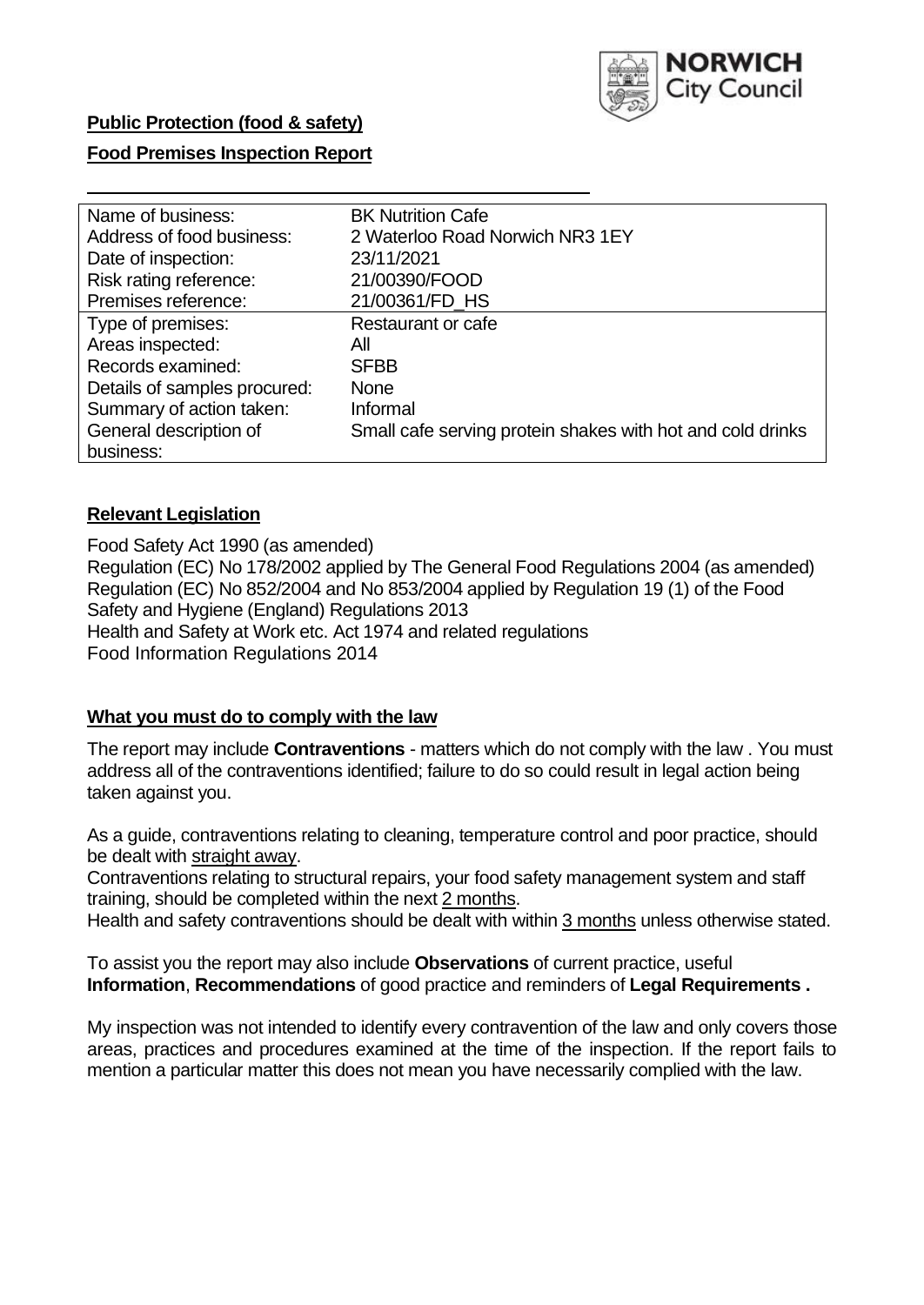**Public Protection (food & safety)**

**Food Premises Inspection Report**

| | |
|---|---|
| Name of business: | BK Nutrition Cafe |
| Address of food business: | 2 Waterloo Road Norwich NR3 1EY |
| Date of inspection: | 23/11/2021 |
| Risk rating reference: | 21/00390/FOOD |
| Premises reference: | 21/00361/FD_HS |
| Type of premises: | Restaurant or cafe |
| Areas inspected: | All |
| Records examined: | SFBB |
| Details of samples procured: | None |
| Summary of action taken: | Informal |
| General description of business: | Small cafe serving protein shakes with hot and cold drinks |

## **Relevant Legislation**

Food Safety Act 1990 (as amended)
Regulation (EC) No 178/2002 applied by The General Food Regulations 2004 (as amended)
Regulation (EC) No 852/2004 and No 853/2004 applied by Regulation 19 (1) of the Food Safety and Hygiene (England) Regulations 2013
Health and Safety at Work etc. Act 1974 and related regulations
Food Information Regulations 2014

## **What you must do to comply with the law**

The report may include **Contraventions** - matters which do not comply with the law . You must address all of the contraventions identified; failure to do so could result in legal action being taken against you.

As a guide, contraventions relating to cleaning, temperature control and poor practice, should be dealt with straight away.

Contraventions relating to structural repairs, your food safety management system and staff training, should be completed within the next 2 months.

Health and safety contraventions should be dealt with within 3 months unless otherwise stated.

To assist you the report may also include **Observations** of current practice, useful **Information**, **Recommendations** of good practice and reminders of **Legal Requirements .**

My inspection was not intended to identify every contravention of the law and only covers those areas, practices and procedures examined at the time of the inspection. If the report fails to mention a particular matter this does not mean you have necessarily complied with the law.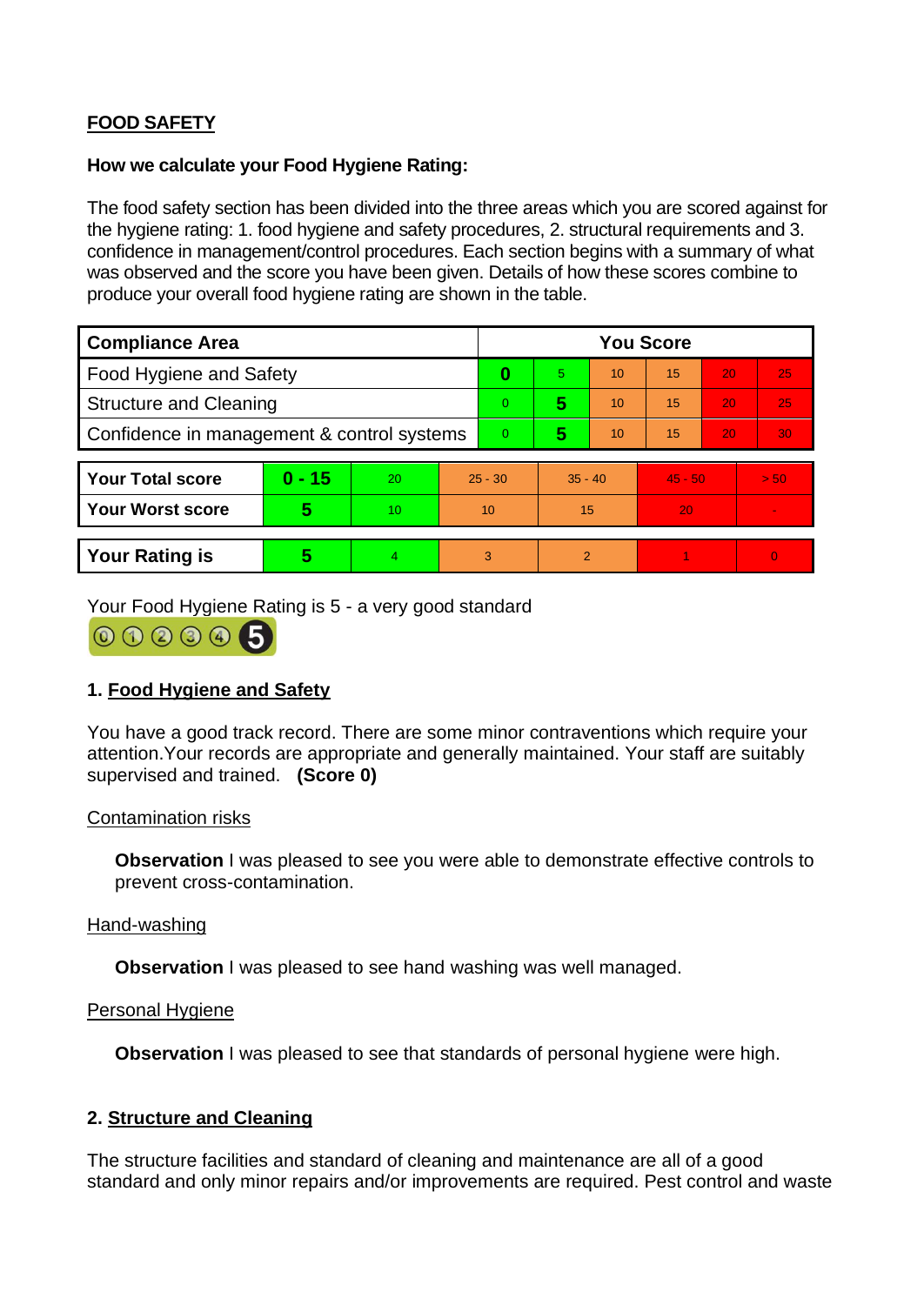**FOOD SAFETY**

**How we calculate your Food Hygiene Rating:**

The food safety section has been divided into the three areas which you are scored against for the hygiene rating: 1. food hygiene and safety procedures, 2. structural requirements and 3. confidence in management/control procedures. Each section begins with a summary of what was observed and the score you have been given. Details of how these scores combine to produce your overall food hygiene rating are shown in the table.

| Compliance Area | You Score | | | | | |
|---|---|---|---|---|---|---|
| Food Hygiene and Safety | **0** | 5 | 10 | 15 | 20 | 25 |
| Structure and Cleaning | 0 | **5** | 10 | 15 | 20 | 25 |
| Confidence in management & control systems | 0 | **5** | 10 | 15 | 20 | 30 |

| | | | | | | |
|---|---|---|---|---|---|---|
| **Your Total score** | **0 - 15** | 20 | 25 - 30 | 35 - 40 | 45 - 50 | > 50 |
| **Your Worst score** | **5** | 10 | 10 | 15 | 20 | - |

| | | | | | | |
|---|---|---|---|---|---|---|
| **Your Rating is** | **5** | 4 | 3 | 2 | 1 | 0 |

Your Food Hygiene Rating is 5 - a very good standard

## 1. Food Hygiene and Safety

You have a good track record. There are some minor contraventions which require your attention.Your records are appropriate and generally maintained. Your staff are suitably supervised and trained. **(Score 0)**

Contamination risks

**Observation** I was pleased to see you were able to demonstrate effective controls to prevent cross-contamination.

Hand-washing

**Observation** I was pleased to see hand washing was well managed.

Personal Hygiene

**Observation** I was pleased to see that standards of personal hygiene were high.

## 2. Structure and Cleaning

The structure facilities and standard of cleaning and maintenance are all of a good standard and only minor repairs and/or improvements are required. Pest control and waste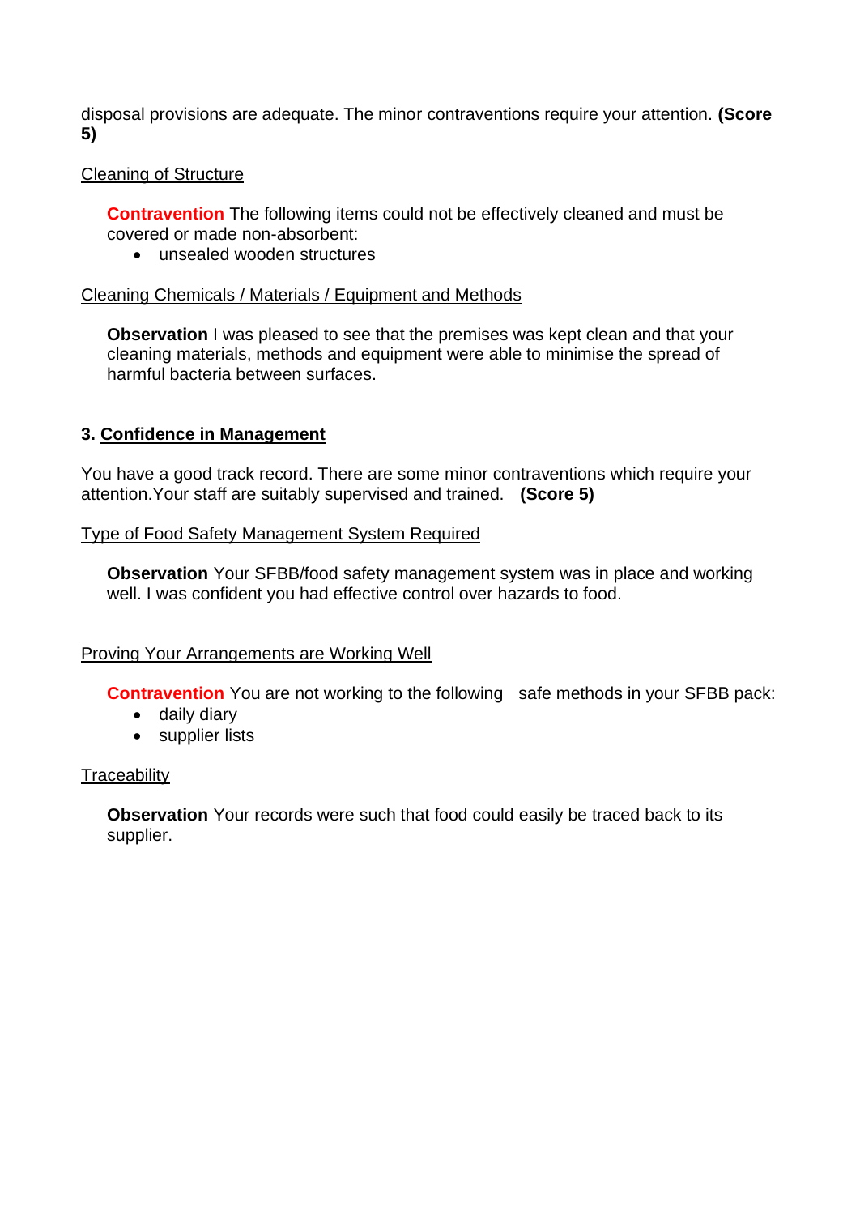disposal provisions are adequate. The minor contraventions require your attention. **(Score 5)**

Cleaning of Structure

**Contravention** The following items could not be effectively cleaned and must be covered or made non-absorbent:

- unsealed wooden structures

Cleaning Chemicals / Materials / Equipment and Methods

**Observation** I was pleased to see that the premises was kept clean and that your cleaning materials, methods and equipment were able to minimise the spread of harmful bacteria between surfaces.

## 3. Confidence in Management

You have a good track record. There are some minor contraventions which require your attention.Your staff are suitably supervised and trained. **(Score 5)**

Type of Food Safety Management System Required

**Observation** Your SFBB/food safety management system was in place and working well. I was confident you had effective control over hazards to food.

Proving Your Arrangements are Working Well

**Contravention** You are not working to the following safe methods in your SFBB pack:

- daily diary
- supplier lists

Traceability

**Observation** Your records were such that food could easily be traced back to its supplier.